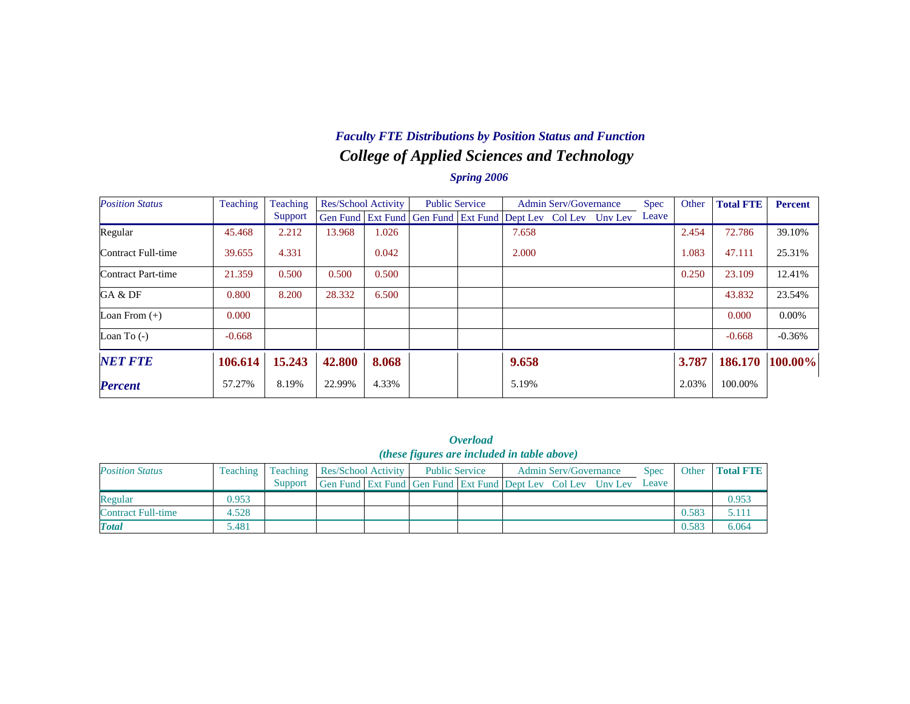### *Faculty FTE Distributions by Position Status and Function*

## *College of Applied Sciences and Technology*

### *Spring 2006*

| *Position Status* | Teaching | Teaching Support | Res/School Activity | | Public Service | | Admin Serv/Governance | | | Spec Leave | Other | **Total FTE** | **Percent** |
|---|---|---|---|---|---|---|---|---|---|---|---|---|---|
| | | | Gen Fund | Ext Fund | Gen Fund | Ext Fund | Dept Lev | Col Lev | Unv Lev | | | | |
| Regular | 45.468 | 2.212 | 13.968 | 1.026 | | | 7.658 | | | | 2.454 | 72.786 | 39.10% |
| Contract Full-time | 39.655 | 4.331 | | 0.042 | | | 2.000 | | | | 1.083 | 47.111 | 25.31% |
| Contract Part-time | 21.359 | 0.500 | 0.500 | 0.500 | | | | | | | 0.250 | 23.109 | 12.41% |
| GA & DF | 0.800 | 8.200 | 28.332 | 6.500 | | | | | | | | 43.832 | 23.54% |
| Loan From (+) | 0.000 | | | | | | | | | | | 0.000 | 0.00% |
| Loan To (-) | -0.668 | | | | | | | | | | | -0.668 | -0.36% |
| ***NET FTE*** | **106.614** | **15.243** | **42.800** | **8.068** | | | **9.658** | | | | **3.787** | **186.170** | **100.00%** |
| ***Percent*** | 57.27% | 8.19% | 22.99% | 4.33% | | | 5.19% | | | | 2.03% | 100.00% | |

### *Overload*
### *(these figures are included in table above)*

| *Position Status* | Teaching | Teaching Support | Res/School Activity | | Public Service | | Admin Serv/Governance | | | Spec Leave | Other | **Total FTE** |
|---|---|---|---|---|---|---|---|---|---|---|---|---|
| | | | Gen Fund | Ext Fund | Gen Fund | Ext Fund | Dept Lev | Col Lev | Unv Lev | | | |
| Regular | 0.953 | | | | | | | | | | | 0.953 |
| Contract Full-time | 4.528 | | | | | | | | | | 0.583 | 5.111 |
| ***Total*** | 5.481 | | | | | | | | | | 0.583 | 6.064 |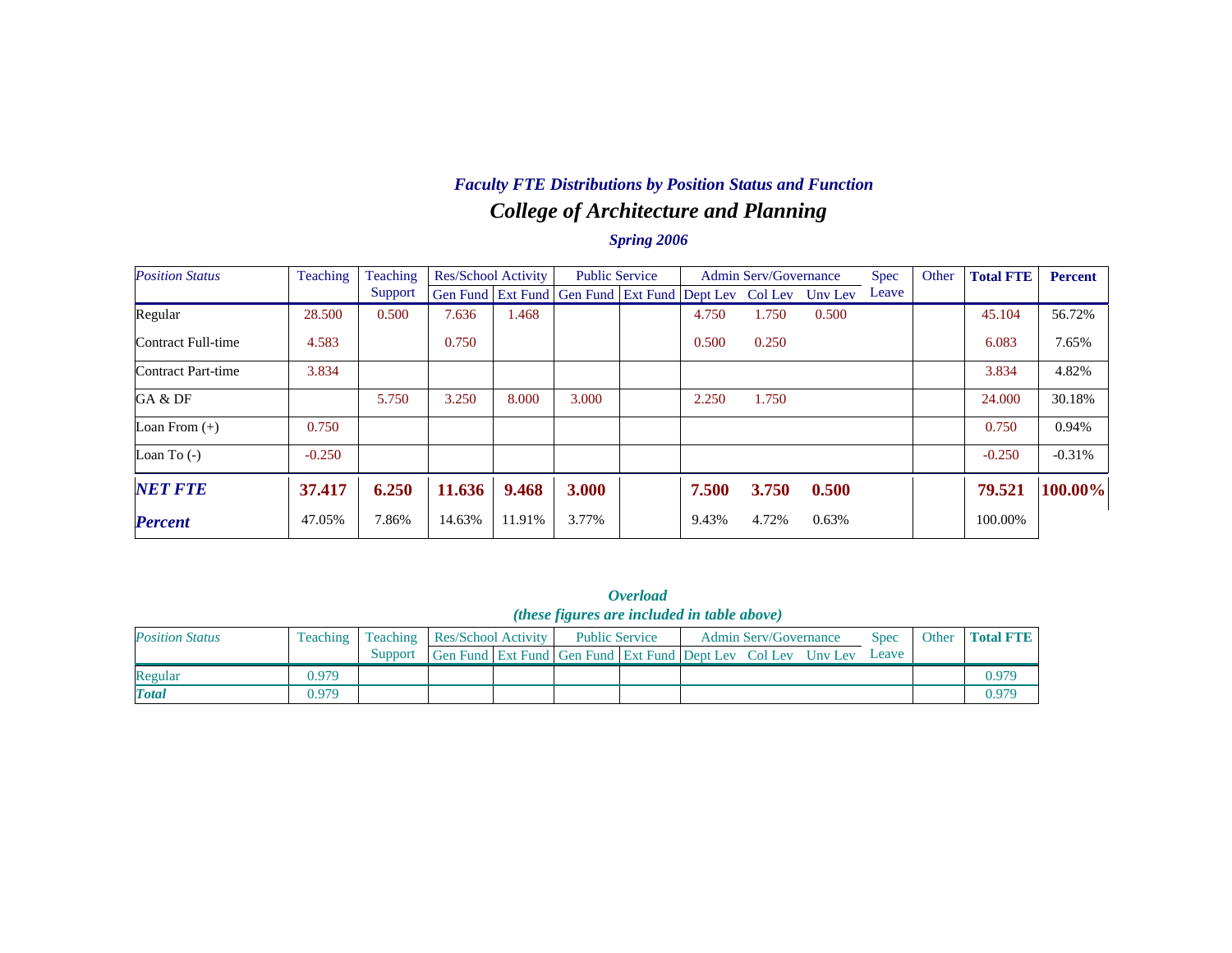### *Faculty FTE Distributions by Position Status and Function*

## *College of Architecture and Planning*

### *Spring 2006*

| *Position Status* | Teaching | Teaching Support | Res/School Activity | | Public Service | | Admin Serv/Governance | | | Spec Leave | Other | **Total FTE** | **Percent** |
|---|---|---|---|---|---|---|---|---|---|---|---|---|---|
| | | | Gen Fund | Ext Fund | Gen Fund | Ext Fund | Dept Lev | Col Lev | Unv Lev | | | | |
| Regular | 28.500 | 0.500 | 7.636 | 1.468 | | | 4.750 | 1.750 | 0.500 | | | 45.104 | 56.72% |
| Contract Full-time | 4.583 | | 0.750 | | | | 0.500 | 0.250 | | | | 6.083 | 7.65% |
| Contract Part-time | 3.834 | | | | | | | | | | | 3.834 | 4.82% |
| GA & DF | | 5.750 | 3.250 | 8.000 | 3.000 | | 2.250 | 1.750 | | | | 24.000 | 30.18% |
| Loan From (+) | 0.750 | | | | | | | | | | | 0.750 | 0.94% |
| Loan To (-) | -0.250 | | | | | | | | | | | -0.250 | -0.31% |
| ***NET FTE*** | **37.417** | **6.250** | **11.636** | **9.468** | **3.000** | | **7.500** | **3.750** | **0.500** | | | **79.521** | **100.00%** |
| ***Percent*** | 47.05% | 7.86% | 14.63% | 11.91% | 3.77% | | 9.43% | 4.72% | 0.63% | | | 100.00% | |

### *Overload*
### *(these figures are included in table above)*

| *Position Status* | Teaching | Teaching Support | Res/School Activity | | Public Service | | Admin Serv/Governance | | | Spec Leave | Other | **Total FTE** |
|---|---|---|---|---|---|---|---|---|---|---|---|---|
| | | | Gen Fund | Ext Fund | Gen Fund | Ext Fund | Dept Lev | Col Lev | Unv Lev | | | |
| Regular | 0.979 | | | | | | | | | | | 0.979 |
| ***Total*** | 0.979 | | | | | | | | | | | 0.979 |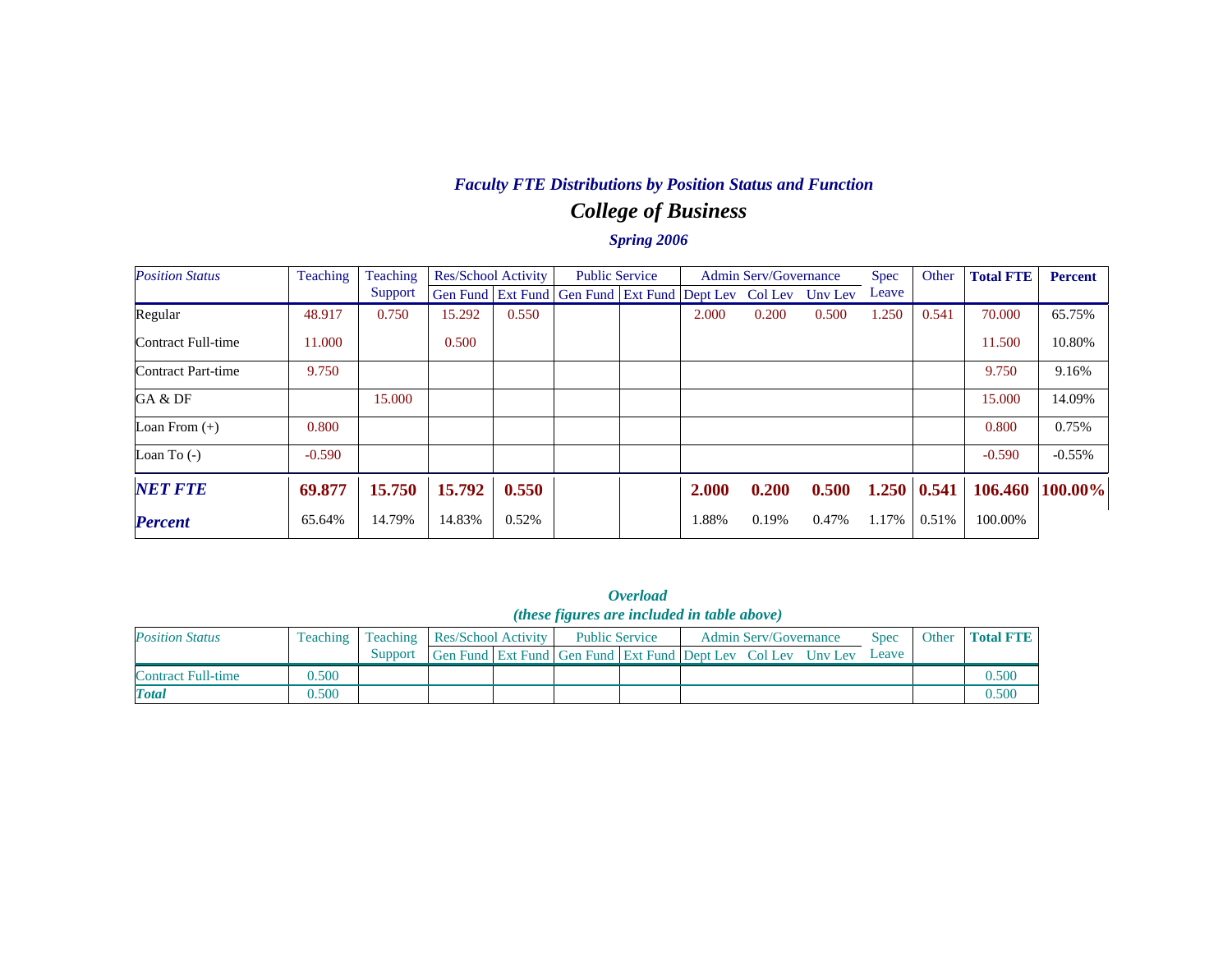### *Faculty FTE Distributions by Position Status and Function*

## *College of Business*

### *Spring 2006*

| *Position Status* | Teaching | Teaching Support | Res/School Activity | | Public Service | | Admin Serv/Governance | | | Spec Leave | Other | **Total FTE** | **Percent** |
|---|---|---|---|---|---|---|---|---|---|---|---|---|---|
| | | | Gen Fund | Ext Fund | Gen Fund | Ext Fund | Dept Lev | Col Lev | Unv Lev | | | | |
| Regular | 48.917 | 0.750 | 15.292 | 0.550 | | | 2.000 | 0.200 | 0.500 | 1.250 | 0.541 | 70.000 | 65.75% |
| Contract Full-time | 11.000 | | 0.500 | | | | | | | | | 11.500 | 10.80% |
| Contract Part-time | 9.750 | | | | | | | | | | | 9.750 | 9.16% |
| GA & DF | | 15.000 | | | | | | | | | | 15.000 | 14.09% |
| Loan From (+) | 0.800 | | | | | | | | | | | 0.800 | 0.75% |
| Loan To (-) | -0.590 | | | | | | | | | | | -0.590 | -0.55% |
| ***NET FTE*** | **69.877** | **15.750** | **15.792** | **0.550** | | | **2.000** | **0.200** | **0.500** | **1.250** | **0.541** | **106.460** | **100.00%** |
| ***Percent*** | 65.64% | 14.79% | 14.83% | 0.52% | | | 1.88% | 0.19% | 0.47% | 1.17% | 0.51% | 100.00% | |

### *Overload*

***(these figures are included in table above)***

| *Position Status* | Teaching | Teaching Support | Res/School Activity | | Public Service | | Admin Serv/Governance | | | Spec Leave | Other | **Total FTE** |
|---|---|---|---|---|---|---|---|---|---|---|---|---|
| | | | Gen Fund | Ext Fund | Gen Fund | Ext Fund | Dept Lev | Col Lev | Unv Lev | | | |
| Contract Full-time | 0.500 | | | | | | | | | | | 0.500 |
| ***Total*** | 0.500 | | | | | | | | | | | 0.500 |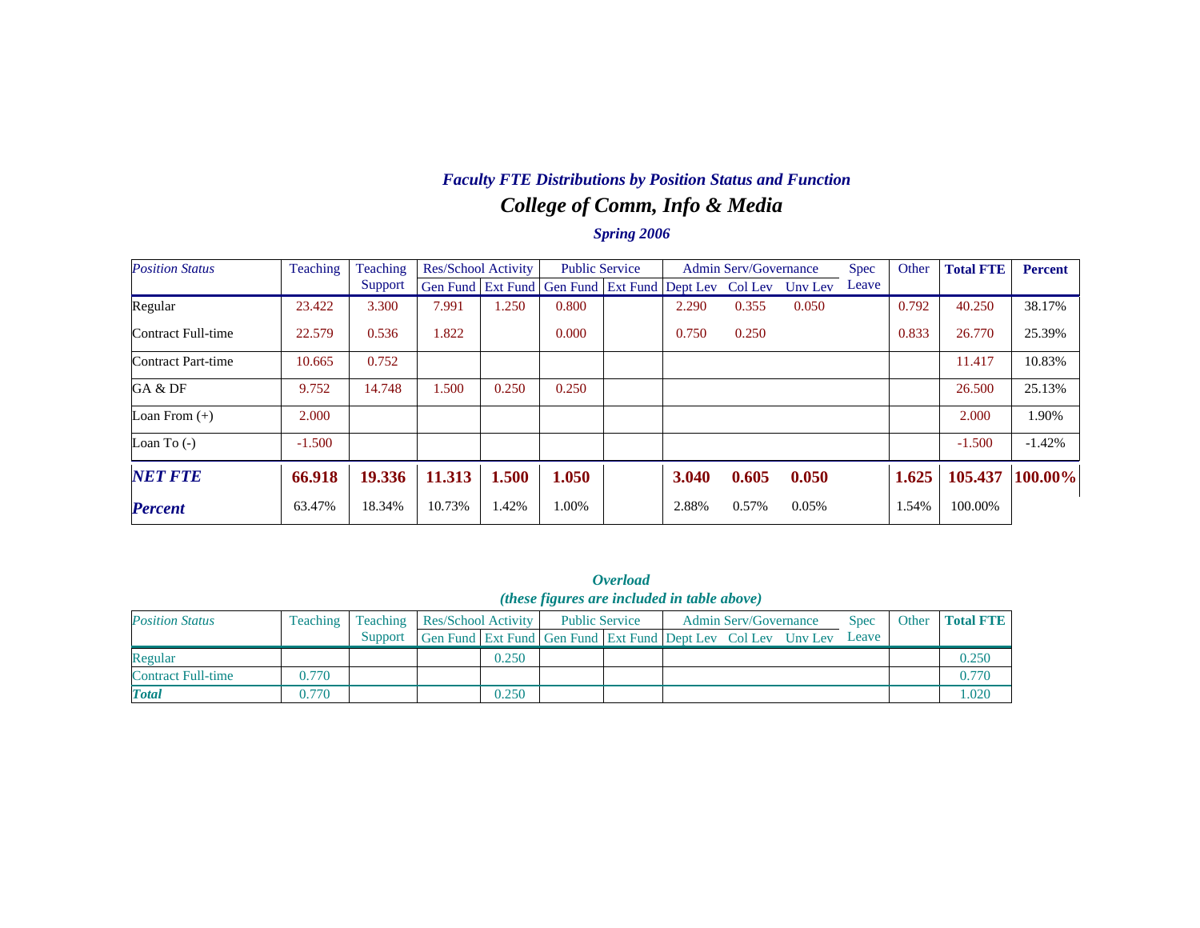### *Faculty FTE Distributions by Position Status and Function*

## *College of Comm, Info & Media*

*Spring 2006*

| *Position Status* | Teaching | Teaching Support | Res/School Activity | | Public Service | | Admin Serv/Governance | | | Spec Leave | Other | Total FTE | Percent |
|---|---|---|---|---|---|---|---|---|---|---|---|---|---|
| | | | Gen Fund | Ext Fund | Gen Fund | Ext Fund | Dept Lev | Col Lev | Unv Lev | | | | |
| Regular | 23.422 | 3.300 | 7.991 | 1.250 | 0.800 | | 2.290 | 0.355 | 0.050 | | 0.792 | 40.250 | 38.17% |
| Contract Full-time | 22.579 | 0.536 | 1.822 | | 0.000 | | 0.750 | 0.250 | | | 0.833 | 26.770 | 25.39% |
| Contract Part-time | 10.665 | 0.752 | | | | | | | | | | 11.417 | 10.83% |
| GA & DF | 9.752 | 14.748 | 1.500 | 0.250 | 0.250 | | | | | | | 26.500 | 25.13% |
| Loan From (+) | 2.000 | | | | | | | | | | | 2.000 | 1.90% |
| Loan To (-) | -1.500 | | | | | | | | | | | -1.500 | -1.42% |
| ***NET FTE*** | **66.918** | **19.336** | **11.313** | **1.500** | **1.050** | | **3.040** | **0.605** | **0.050** | | **1.625** | **105.437** | **100.00%** |
| ***Percent*** | 63.47% | 18.34% | 10.73% | 1.42% | 1.00% | | 2.88% | 0.57% | 0.05% | | 1.54% | 100.00% | |

***Overload***

***(these figures are included in table above)***

| *Position Status* | Teaching | Teaching Support | Res/School Activity | | Public Service | | Admin Serv/Governance | | | Spec Leave | Other | Total FTE |
|---|---|---|---|---|---|---|---|---|---|---|---|---|
| | | | Gen Fund | Ext Fund | Gen Fund | Ext Fund | Dept Lev | Col Lev | Unv Lev | | | |
| Regular | | | | 0.250 | | | | | | | | 0.250 |
| Contract Full-time | 0.770 | | | | | | | | | | | 0.770 |
| ***Total*** | 0.770 | | | 0.250 | | | | | | | | 1.020 |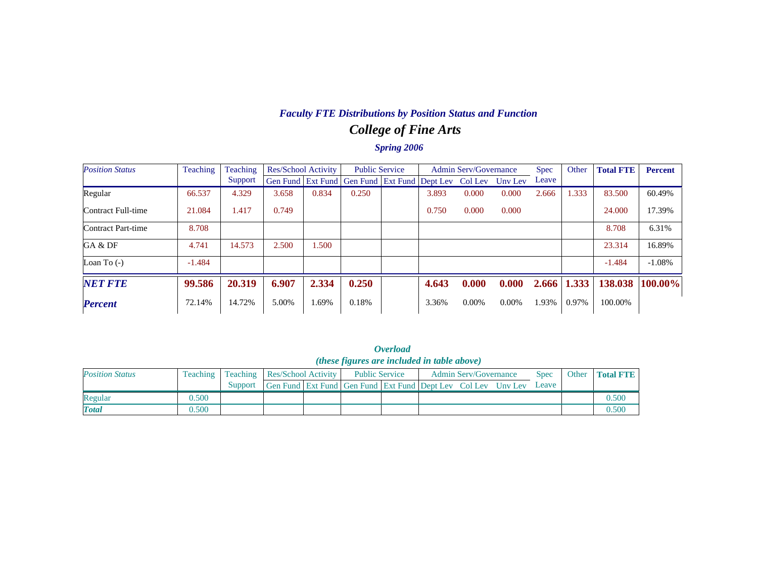***Faculty FTE Distributions by Position Status and Function***

## *College of Fine Arts*

***Spring 2006***

| *Position Status* | Teaching | Teaching Support | Res/School Activity | | Public Service | | Admin Serv/Governance | | | Spec Leave | Other | **Total FTE** | **Percent** |
|---|---|---|---|---|---|---|---|---|---|---|---|---|---|
| | | | Gen Fund | Ext Fund | Gen Fund | Ext Fund | Dept Lev | Col Lev | Unv Lev | | | | |
| Regular | 66.537 | 4.329 | 3.658 | 0.834 | 0.250 | | 3.893 | 0.000 | 0.000 | 2.666 | 1.333 | 83.500 | 60.49% |
| Contract Full-time | 21.084 | 1.417 | 0.749 | | | | 0.750 | 0.000 | 0.000 | | | 24.000 | 17.39% |
| Contract Part-time | 8.708 | | | | | | | | | | | 8.708 | 6.31% |
| GA & DF | 4.741 | 14.573 | 2.500 | 1.500 | | | | | | | | 23.314 | 16.89% |
| Loan To (-) | -1.484 | | | | | | | | | | | -1.484 | -1.08% |
| ***NET FTE*** | **99.586** | **20.319** | **6.907** | **2.334** | **0.250** | | **4.643** | **0.000** | **0.000** | **2.666** | **1.333** | **138.038** | **100.00%** |
| ***Percent*** | 72.14% | 14.72% | 5.00% | 1.69% | 0.18% | | 3.36% | 0.00% | 0.00% | 1.93% | 0.97% | 100.00% | |

***Overload***
***(these figures are included in table above)***

| *Position Status* | Teaching | Teaching Support | Res/School Activity | | Public Service | | Admin Serv/Governance | | | Spec Leave | Other | **Total FTE** |
|---|---|---|---|---|---|---|---|---|---|---|---|---|
| | | | Gen Fund | Ext Fund | Gen Fund | Ext Fund | Dept Lev | Col Lev | Unv Lev | | | |
| Regular | 0.500 | | | | | | | | | | | 0.500 |
| ***Total*** | 0.500 | | | | | | | | | | | 0.500 |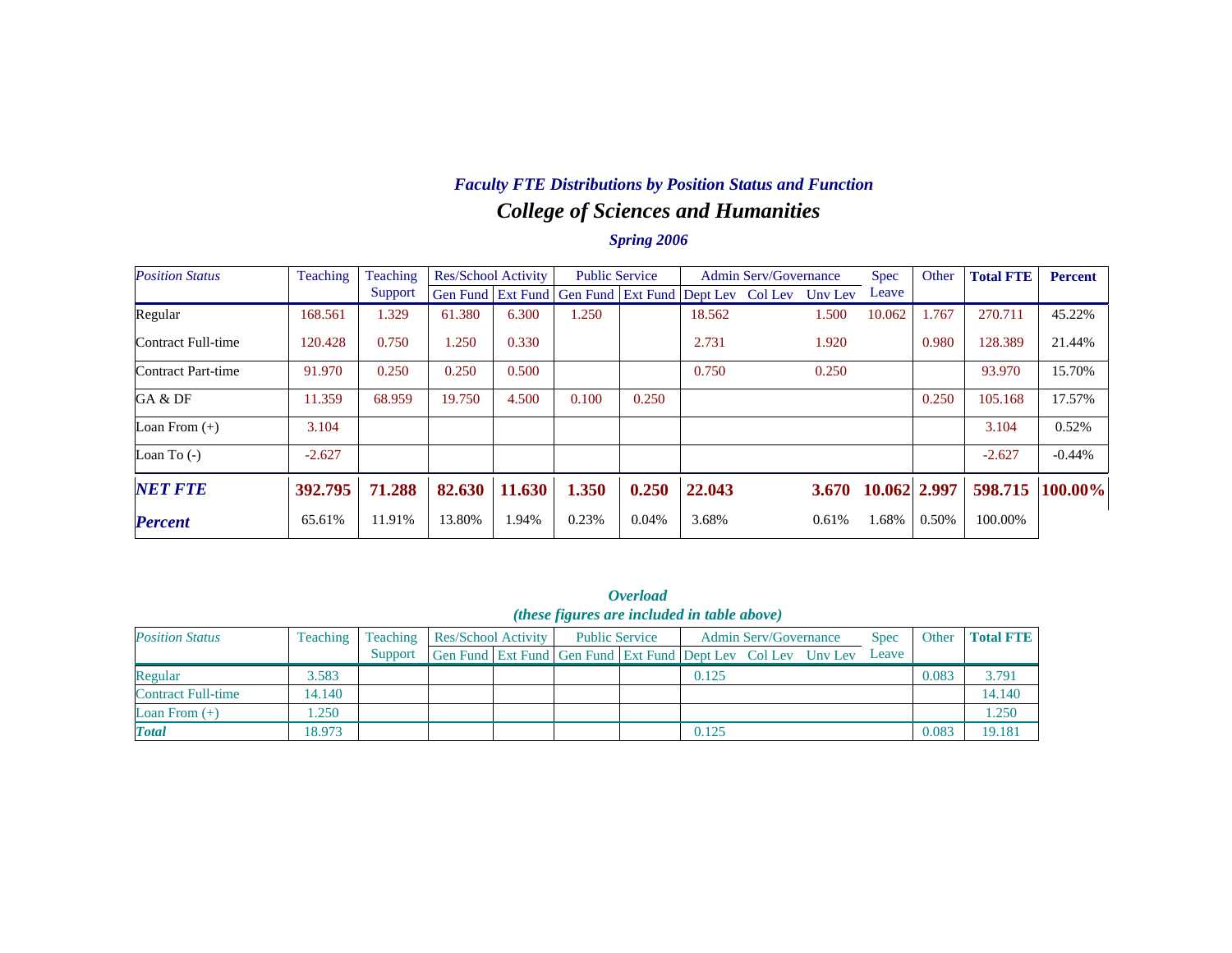### *Faculty FTE Distributions by Position Status and Function*

## *College of Sciences and Humanities*

### *Spring 2006*

| *Position Status* | Teaching | Teaching Support | Res/School Activity | | Public Service | | Admin Serv/Governance | | | Spec Leave | Other | **Total FTE** | **Percent** |
|---|---|---|---|---|---|---|---|---|---|---|---|---|---|
| | | | Gen Fund | Ext Fund | Gen Fund | Ext Fund | Dept Lev | Col Lev | Unv Lev | | | | |
| Regular | 168.561 | 1.329 | 61.380 | 6.300 | 1.250 | | 18.562 | | 1.500 | 10.062 | 1.767 | 270.711 | 45.22% |
| Contract Full-time | 120.428 | 0.750 | 1.250 | 0.330 | | | 2.731 | | 1.920 | | 0.980 | 128.389 | 21.44% |
| Contract Part-time | 91.970 | 0.250 | 0.250 | 0.500 | | | 0.750 | | 0.250 | | | 93.970 | 15.70% |
| GA & DF | 11.359 | 68.959 | 19.750 | 4.500 | 0.100 | 0.250 | | | | | 0.250 | 105.168 | 17.57% |
| Loan From (+) | 3.104 | | | | | | | | | | | 3.104 | 0.52% |
| Loan To (-) | -2.627 | | | | | | | | | | | -2.627 | -0.44% |
| ***NET FTE*** | **392.795** | **71.288** | **82.630** | **11.630** | **1.350** | **0.250** | **22.043** | | **3.670** | **10.062** | **2.997** | **598.715** | **100.00%** |
| ***Percent*** | 65.61% | 11.91% | 13.80% | 1.94% | 0.23% | 0.04% | 3.68% | | 0.61% | 1.68% | 0.50% | 100.00% | |

### *Overload*

***(these figures are included in table above)***

| *Position Status* | Teaching | Teaching Support | Res/School Activity | | Public Service | | Admin Serv/Governance | | | Spec Leave | Other | **Total FTE** |
|---|---|---|---|---|---|---|---|---|---|---|---|---|
| | | | Gen Fund | Ext Fund | Gen Fund | Ext Fund | Dept Lev | Col Lev | Unv Lev | | | |
| Regular | 3.583 | | | | | | 0.125 | | | | 0.083 | 3.791 |
| Contract Full-time | 14.140 | | | | | | | | | | | 14.140 |
| Loan From (+) | 1.250 | | | | | | | | | | | 1.250 |
| ***Total*** | 18.973 | | | | | | 0.125 | | | | 0.083 | 19.181 |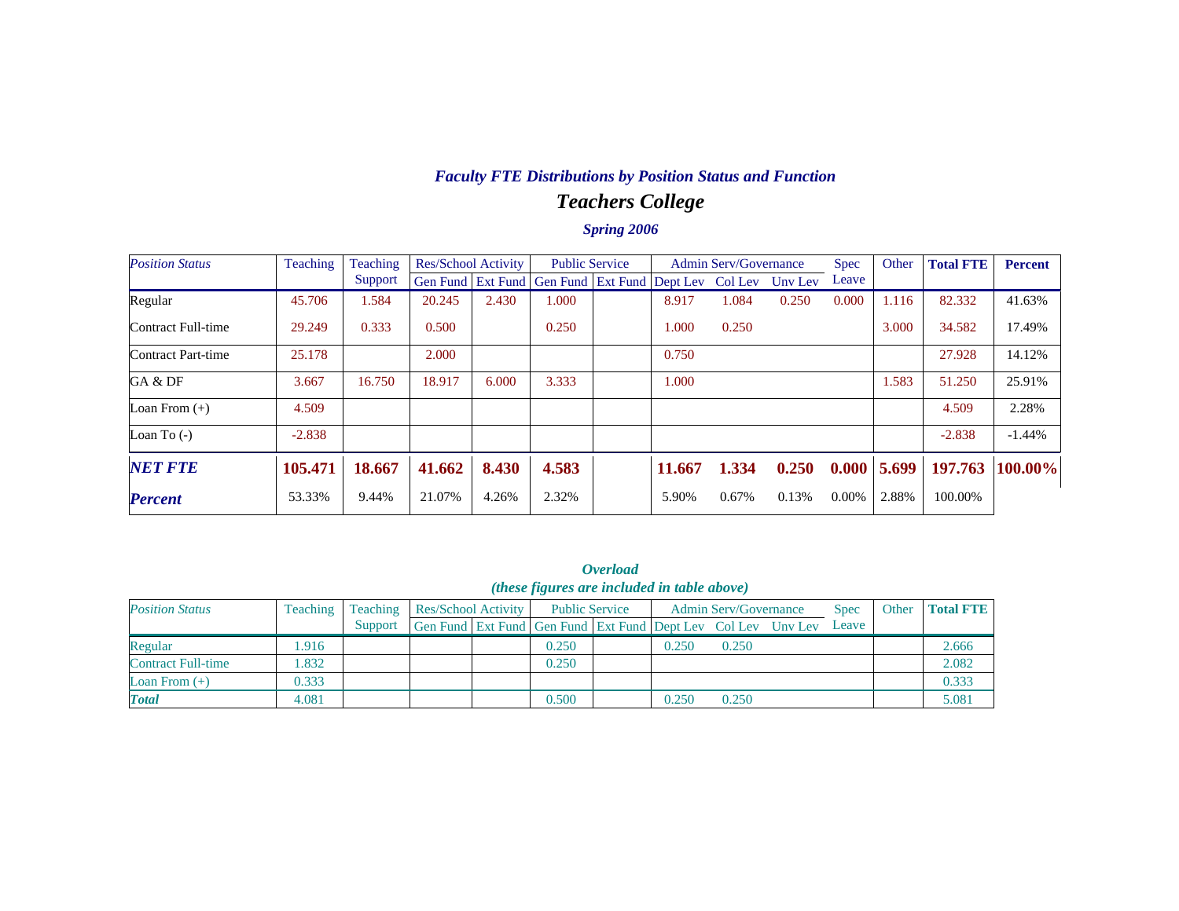# Faculty FTE Distributions by Position Status and Function

## Teachers College

### Spring 2006

| Position Status | Teaching | Teaching Support | Res/School Activity | | Public Service | | Admin Serv/Governance | | | Spec Leave | Other | Total FTE | Percent |
|---|---|---|---|---|---|---|---|---|---|---|---|---|---|
| | | | Gen Fund | Ext Fund | Gen Fund | Ext Fund | Dept Lev | Col Lev | Unv Lev | | | | |
| Regular | 45.706 | 1.584 | 20.245 | 2.430 | 1.000 | | 8.917 | 1.084 | 0.250 | 0.000 | 1.116 | 82.332 | 41.63% |
| Contract Full-time | 29.249 | 0.333 | 0.500 | | 0.250 | | 1.000 | 0.250 | | | 3.000 | 34.582 | 17.49% |
| Contract Part-time | 25.178 | | 2.000 | | | | 0.750 | | | | | 27.928 | 14.12% |
| GA & DF | 3.667 | 16.750 | 18.917 | 6.000 | 3.333 | | 1.000 | | | | 1.583 | 51.250 | 25.91% |
| Loan From (+) | 4.509 | | | | | | | | | | | 4.509 | 2.28% |
| Loan To (-) | -2.838 | | | | | | | | | | | -2.838 | -1.44% |
| ***NET FTE*** | **105.471** | **18.667** | **41.662** | **8.430** | **4.583** | | **11.667** | **1.334** | **0.250** | **0.000** | **5.699** | **197.763** | **100.00%** |
| ***Percent*** | 53.33% | 9.44% | 21.07% | 4.26% | 2.32% | | 5.90% | 0.67% | 0.13% | 0.00% | 2.88% | 100.00% | |

### *Overload*
#### *(these figures are included in table above)*

| Position Status | Teaching | Teaching Support | Res/School Activity | | Public Service | | Admin Serv/Governance | | | Spec Leave | Other | Total FTE |
|---|---|---|---|---|---|---|---|---|---|---|---|---|
| | | | Gen Fund | Ext Fund | Gen Fund | Ext Fund | Dept Lev | Col Lev | Unv Lev | | | |
| Regular | 1.916 | | | | 0.250 | | 0.250 | 0.250 | | | | 2.666 |
| Contract Full-time | 1.832 | | | | 0.250 | | | | | | | 2.082 |
| Loan From (+) | 0.333 | | | | | | | | | | | 0.333 |
| ***Total*** | 4.081 | | | | 0.500 | | 0.250 | 0.250 | | | | 5.081 |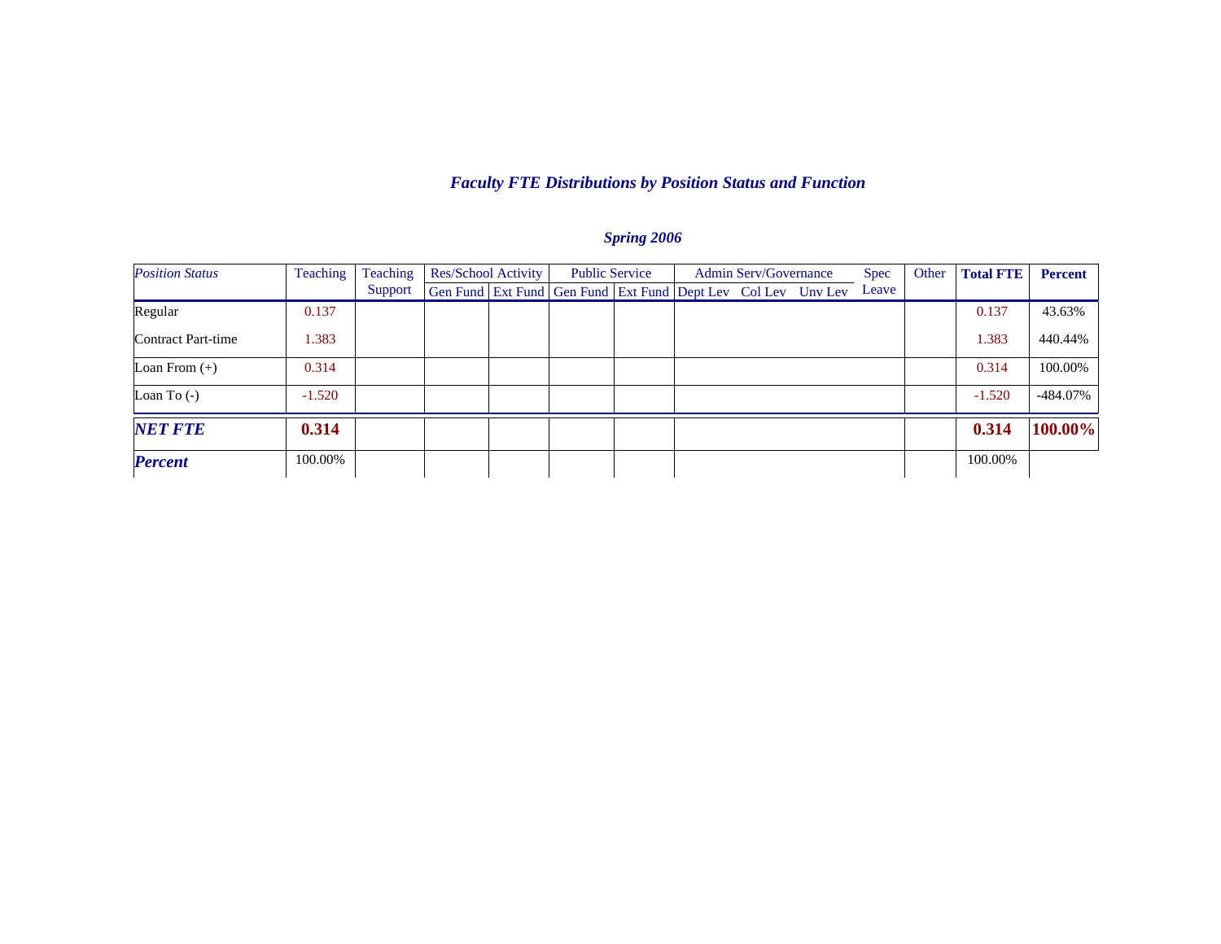## *Faculty FTE Distributions by Position Status and Function*

### *Spring 2006*

| *Position Status* | Teaching | Teaching Support | Res/School Activity | | Public Service | | Admin Serv/Governance | | | Spec Leave | Other | **Total FTE** | **Percent** |
|---|---|---|---|---|---|---|---|---|---|---|---|---|---|
| | | | Gen Fund | Ext Fund | Gen Fund | Ext Fund | Dept Lev | Col Lev | Unv Lev | | | | |
| Regular | 0.137 | | | | | | | | | | | 0.137 | 43.63% |
| Contract Part-time | 1.383 | | | | | | | | | | | 1.383 | 440.44% |
| Loan From (+) | 0.314 | | | | | | | | | | | 0.314 | 100.00% |
| Loan To (-) | -1.520 | | | | | | | | | | | -1.520 | -484.07% |
| ***NET FTE*** | **0.314** | | | | | | | | | | | **0.314** | **100.00%** |
| ***Percent*** | 100.00% | | | | | | | | | | | 100.00% | |